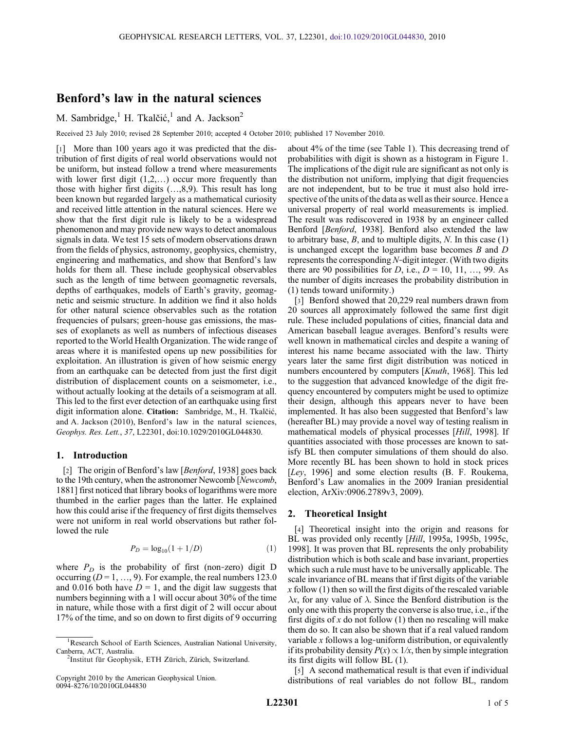# Benford's law in the natural sciences

M. Sambridge,[1] H. Tkalčić,[1] and A. Jackson[2]

Received 23 July 2010; revised 28 September 2010; accepted 4 October 2010; published 17 November 2010.

[1] More than 100 years ago it was predicted that the distribution of first digits of real world observations would not be uniform, but instead follow a trend where measurements with lower first digit (1,2,…) occur more frequently than those with higher first digits (…,8,9). This result has long been known but regarded largely as a mathematical curiosity and received little attention in the natural sciences. Here we show that the first digit rule is likely to be a widespread phenomenon and may provide new ways to detect anomalous signals in data. We test 15 sets of modern observations drawn from the fields of physics, astronomy, geophysics, chemistry, engineering and mathematics, and show that Benford's law holds for them all. These include geophysical observables such as the length of time between geomagnetic reversals, depths of earthquakes, models of Earth's gravity, geomagnetic and seismic structure. In addition we find it also holds for other natural science observables such as the rotation frequencies of pulsars; green-house gas emissions, the masses of exoplanets as well as numbers of infectious diseases reported to the World Health Organization. The wide range of areas where it is manifested opens up new possibilities for exploitation. An illustration is given of how seismic energy from an earthquake can be detected from just the first digit distribution of displacement counts on a seismometer, i.e., without actually looking at the details of a seismogram at all. This led to the first ever detection of an earthquake using first digit information alone. **Citation:** Sambridge, M., H. Tkalčić, and A. Jackson (2010), Benford's law in the natural sciences, *Geophys. Res. Lett.*, *37*, L22301, doi:10.1029/2010GL044830.

## 1. Introduction

[2] The origin of Benford's law [*Benford*, 1938] goes back to the 19th century, when the astronomer Newcomb [*Newcomb*, 1881] first noticed that library books of logarithms were more thumbed in the earlier pages than the latter. He explained how this could arise if the frequency of first digits themselves were not uniform in real world observations but rather followed the rule

$$P_D = \log_{10}(1 + 1/D) \tag{1}$$

where $P_D$ is the probability of first (non-zero) digit D occurring ($D = 1, \ldots, 9$). For example, the real numbers 123.0 and 0.016 both have $D = 1$, and the digit law suggests that numbers beginning with a 1 will occur about 30% of the time in nature, while those with a first digit of 2 will occur about 17% of the time, and so on down to first digits of 9 occurring about 4% of the time (see Table 1). This decreasing trend of probabilities with digit is shown as a histogram in Figure 1. The implications of the digit rule are significant as not only is the distribution not uniform, implying that digit frequencies are not independent, but to be true it must also hold irrespective of the units of the data as well as their source. Hence a universal property of real world measurements is implied. The result was rediscovered in 1938 by an engineer called Benford [*Benford*, 1938]. Benford also extended the law to arbitrary base, *B*, and to multiple digits, *N*. In this case (1) is unchanged except the logarithm base becomes *B* and *D* represents the corresponding *N*-digit integer. (With two digits there are 90 possibilities for *D*, i.e., $D = 10, 11, \ldots, 99$. As the number of digits increases the probability distribution in (1) tends toward uniformity.)

[3] Benford showed that 20,229 real numbers drawn from 20 sources all approximately followed the same first digit rule. These included populations of cities, financial data and American baseball league averages. Benford's results were well known in mathematical circles and despite a waning of interest his name became associated with the law. Thirty years later the same first digit distribution was noticed in numbers encountered by computers [*Knuth*, 1968]. This led to the suggestion that advanced knowledge of the digit frequency encountered by computers might be used to optimize their design, although this appears never to have been implemented. It has also been suggested that Benford's law (hereafter BL) may provide a novel way of testing realism in mathematical models of physical processes [*Hill*, 1998]. If quantities associated with those processes are known to satisfy BL then computer simulations of them should do also. More recently BL has been shown to hold in stock prices [*Ley*, 1996] and some election results (B. F. Roukema, Benford's Law anomalies in the 2009 Iranian presidential election, ArXiv:0906.2789v3, 2009).

## 2. Theoretical Insight

[4] Theoretical insight into the origin and reasons for BL was provided only recently [*Hill*, 1995a, 1995b, 1995c, 1998]. It was proven that BL represents the only probability distribution which is both scale and base invariant, properties which such a rule must have to be universally applicable. The scale invariance of BL means that if first digits of the variable *x* follow (1) then so will the first digits of the rescaled variable $\lambda x$, for any value of $\lambda$. Since the Benford distribution is the only one with this property the converse is also true, i.e., if the first digits of *x* do not follow (1) then no rescaling will make them do so. It can also be shown that if a real valued random variable *x* follows a log-uniform distribution, or equivalently if its probability density $P(x) \propto 1/x$, then by simple integration its first digits will follow BL (1).

[5] A second mathematical result is that even if individual distributions of real variables do not follow BL, random

[1] Research School of Earth Sciences, Australian National University, Canberra, ACT, Australia.

[2] Institut für Geophysik, ETH Zürich, Zürich, Switzerland.

Copyright 2010 by the American Geophysical Union.
0094-8276/10/2010GL044830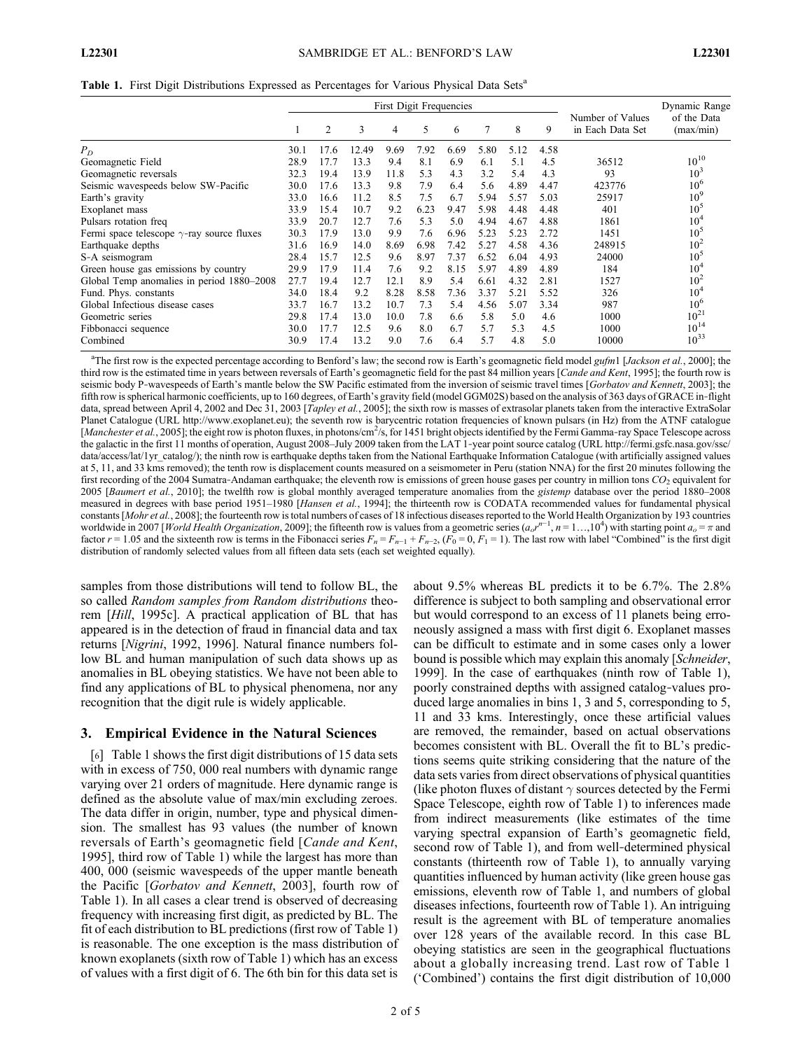**Table 1.** First Digit Distributions Expressed as Percentages for Various Physical Data Sets[a]

| | First Digit Frequencies | | | | | | | | | Number of Values in Each Data Set | Dynamic Range of the Data (max/min) |
|---|---|---|---|---|---|---|---|---|---|---|---|
| | 1 | 2 | 3 | 4 | 5 | 6 | 7 | 8 | 9 | | |
| $P_D$ | 30.1 | 17.6 | 12.49 | 9.69 | 7.92 | 6.69 | 5.80 | 5.12 | 4.58 | | |
| Geomagnetic Field | 28.9 | 17.7 | 13.3 | 9.4 | 8.1 | 6.9 | 6.1 | 5.1 | 4.5 | 36512 | $10^{10}$ |
| Geomagnetic reversals | 32.3 | 19.4 | 13.9 | 11.8 | 5.3 | 4.3 | 3.2 | 5.4 | 4.3 | 93 | $10^3$ |
| Seismic wavespeeds below SW-Pacific | 30.0 | 17.6 | 13.3 | 9.8 | 7.9 | 6.4 | 5.6 | 4.89 | 4.47 | 423776 | $10^6$ |
| Earth's gravity | 33.0 | 16.6 | 11.2 | 8.5 | 7.5 | 6.7 | 5.94 | 5.57 | 5.03 | 25917 | $10^9$ |
| Exoplanet mass | 33.9 | 15.4 | 10.7 | 9.2 | 6.23 | 9.47 | 5.98 | 4.48 | 4.48 | 401 | $10^5$ |
| Pulsars rotation freq | 33.9 | 20.7 | 12.7 | 7.6 | 5.3 | 5.0 | 4.94 | 4.67 | 4.88 | 1861 | $10^4$ |
| Fermi space telescope $\gamma$-ray source fluxes | 30.3 | 17.9 | 13.0 | 9.9 | 7.6 | 6.96 | 5.23 | 5.23 | 2.72 | 1451 | $10^5$ |
| Earthquake depths | 31.6 | 16.9 | 14.0 | 8.69 | 6.98 | 7.42 | 5.27 | 4.58 | 4.36 | 248915 | $10^2$ |
| S-A seismogram | 28.4 | 15.7 | 12.5 | 9.6 | 8.97 | 7.37 | 6.52 | 6.04 | 4.93 | 24000 | $10^5$ |
| Green house gas emissions by country | 29.9 | 17.9 | 11.4 | 7.6 | 9.2 | 8.15 | 5.97 | 4.89 | 4.89 | 184 | $10^4$ |
| Global Temp anomalies in period 1880–2008 | 27.7 | 19.4 | 12.7 | 12.1 | 8.9 | 5.4 | 6.61 | 4.32 | 2.81 | 1527 | $10^2$ |
| Fund. Phys. constants | 34.0 | 18.4 | 9.2 | 8.28 | 8.58 | 7.36 | 3.37 | 5.21 | 5.52 | 326 | $10^4$ |
| Global Infectious disease cases | 33.7 | 16.7 | 13.2 | 10.7 | 7.3 | 5.4 | 4.56 | 5.07 | 3.34 | 987 | $10^6$ |
| Geometric series | 29.8 | 17.4 | 13.0 | 10.0 | 7.8 | 6.6 | 5.8 | 5.0 | 4.6 | 1000 | $10^{21}$ |
| Fibbonacci sequence | 30.0 | 17.7 | 12.5 | 9.6 | 8.0 | 6.7 | 5.7 | 5.3 | 4.5 | 1000 | $10^{14}$ |
| Combined | 30.9 | 17.4 | 13.2 | 9.0 | 7.6 | 6.4 | 5.7 | 4.8 | 5.0 | 10000 | $10^{33}$ |

[a]The first row is the expected percentage according to Benford's law; the second row is Earth's geomagnetic field model *gufm*1 [*Jackson et al.*, 2000]; the third row is the estimated time in years between reversals of Earth's geomagnetic field for the past 84 million years [*Cande and Kent*, 1995]; the fourth row is seismic body P-wavespeeds of Earth's mantle below the SW Pacific estimated from the inversion of seismic travel times [*Gorbatov and Kennett*, 2003]; the fifth row is spherical harmonic coefficients, up to 160 degrees, of Earth's gravity field (model GGM02S) based on the analysis of 363 days of GRACE in-flight data, spread between April 4, 2002 and Dec 31, 2003 [*Tapley et al.*, 2005]; the sixth row is masses of extrasolar planets taken from the interactive ExtraSolar Planet Catalogue (URL http://www.exoplanet.eu); the seventh row is barycentric rotation frequencies of known pulsars (in Hz) from the ATNF catalogue [*Manchester et al.*, 2005]; the eight row is photon fluxes, in photons/cm$^2$/s, for 1451 bright objects identified by the Fermi Gamma-ray Space Telescope across the galactic in the first 11 months of operation, August 2008–July 2009 taken from the LAT 1-year point source catalog (URL http://fermi.gsfc.nasa.gov/ssc/data/access/lat/1yr_catalog/); the ninth row is earthquake depths taken from the National Earthquake Information Catalogue (with artificially assigned values at 5, 11, and 33 kms removed); the tenth row is displacement counts measured on a seismometer in Peru (station NNA) for the first 20 minutes following the first recording of the 2004 Sumatra-Andaman earthquake; the eleventh row is emissions of green house gases per country in million tons $CO_2$ equivalent for 2005 [*Baumert et al.*, 2010]; the twelfth row is global monthly averaged temperature anomalies from the *gistemp* database over the period 1880–2008 measured in degrees with base period 1951–1980 [*Hansen et al.*, 1994]; the thirteenth row is CODATA recommended values for fundamental physical constants [*Mohr et al.*, 2008]; the fourteenth row is total numbers of cases of 18 infectious diseases reported to the World Health Organization by 193 countries worldwide in 2007 [*World Health Organization*, 2009]; the fifteenth row is values from a geometric series ($a_o r^{n-1}$, $n = 1\ldots,10^4$) with starting point $a_o = \pi$ and factor $r = 1.05$ and the sixteenth row is terms in the Fibonacci series $F_n = F_{n-1} + F_{n-2}$, ($F_0 = 0$, $F_1 = 1$). The last row with label "Combined" is the first digit distribution of randomly selected values from all fifteen data sets (each set weighted equally).

samples from those distributions will tend to follow BL, the so called *Random samples from Random distributions* theorem [*Hill*, 1995c]. A practical application of BL that has appeared is in the detection of fraud in financial data and tax returns [*Nigrini*, 1992, 1996]. Natural finance numbers follow BL and human manipulation of such data shows up as anomalies in BL obeying statistics. We have not been able to find any applications of BL to physical phenomena, nor any recognition that the digit rule is widely applicable.

## 3. Empirical Evidence in the Natural Sciences

[6] Table 1 shows the first digit distributions of 15 data sets with in excess of 750, 000 real numbers with dynamic range varying over 21 orders of magnitude. Here dynamic range is defined as the absolute value of max/min excluding zeroes. The data differ in origin, number, type and physical dimension. The smallest has 93 values (the number of known reversals of Earth's geomagnetic field [*Cande and Kent*, 1995], third row of Table 1) while the largest has more than 400, 000 (seismic wavespeeds of the upper mantle beneath the Pacific [*Gorbatov and Kennett*, 2003], fourth row of Table 1). In all cases a clear trend is observed of decreasing frequency with increasing first digit, as predicted by BL. The fit of each distribution to BL predictions (first row of Table 1) is reasonable. The one exception is the mass distribution of known exoplanets (sixth row of Table 1) which has an excess of values with a first digit of 6. The 6th bin for this data set is about 9.5% whereas BL predicts it to be 6.7%. The 2.8% difference is subject to both sampling and observational error but would correspond to an excess of 11 planets being erroneously assigned a mass with first digit 6. Exoplanet masses can be difficult to estimate and in some cases only a lower bound is possible which may explain this anomaly [*Schneider*, 1999]. In the case of earthquakes (ninth row of Table 1), poorly constrained depths with assigned catalog-values produced large anomalies in bins 1, 3 and 5, corresponding to 5, 11 and 33 kms. Interestingly, once these artificial values are removed, the remainder, based on actual observations becomes consistent with BL. Overall the fit to BL's predictions seems quite striking considering that the nature of the data sets varies from direct observations of physical quantities (like photon fluxes of distant $\gamma$ sources detected by the Fermi Space Telescope, eighth row of Table 1) to inferences made from indirect measurements (like estimates of the time varying spectral expansion of Earth's geomagnetic field, second row of Table 1), and from well-determined physical constants (thirteenth row of Table 1), to annually varying quantities influenced by human activity (like green house gas emissions, eleventh row of Table 1, and numbers of global diseases infections, fourteenth row of Table 1). An intriguing result is the agreement with BL of temperature anomalies over 128 years of the available record. In this case BL obeying statistics are seen in the geographical fluctuations about a globally increasing trend. Last row of Table 1 ('Combined') contains the first digit distribution of 10,000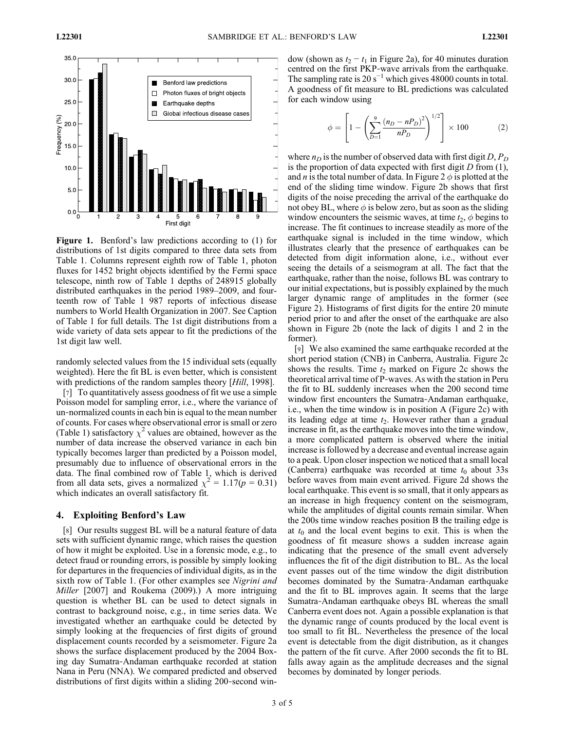35.0
30.0
25.0
20.0
15.0
10.0
5.0
0.0
Frequency (%)
0 1 2 3 4 5 6 7 8 9
First digit

Benford law predictions
Photon fluxes of bright objects
Earthquake depths
Global infectious disease cases

**Figure 1.** Benford's law predictions according to (1) for distributions of 1st digits compared to three data sets from Table 1. Columns represent eighth row of Table 1, photon fluxes for 1452 bright objects identified by the Fermi space telescope, ninth row of Table 1 depths of 248915 globally distributed earthquakes in the period 1989–2009, and fourteenth row of Table 1 987 reports of infectious disease numbers to World Health Organization in 2007. See Caption of Table 1 for full details. The 1st digit distributions from a wide variety of data sets appear to fit the predictions of the 1st digit law well.

randomly selected values from the 15 individual sets (equally weighted). Here the fit BL is even better, which is consistent with predictions of the random samples theory [*Hill*, 1998].

[7] To quantitatively assess goodness of fit we use a simple Poisson model for sampling error, i.e., where the variance of un-normalized counts in each bin is equal to the mean number of counts. For cases where observational error is small or zero (Table 1) satisfactory $\chi^2$ values are obtained, however as the number of data increase the observed variance in each bin typically becomes larger than predicted by a Poisson model, presumably due to influence of observational errors in the data. The final combined row of Table 1, which is derived from all data sets, gives a normalized $\chi^2 = 1.17 (p = 0.31)$ which indicates an overall satisfactory fit.

## 4. Exploiting Benford's Law

[8] Our results suggest BL will be a natural feature of data sets with sufficient dynamic range, which raises the question of how it might be exploited. Use in a forensic mode, e.g., to detect fraud or rounding errors, is possible by simply looking for departures in the frequencies of individual digits, as in the sixth row of Table 1. (For other examples see *Nigrini and Miller* [2007] and Roukema (2009).) A more intriguing question is whether BL can be used to detect signals in contrast to background noise, e.g., in time series data. We investigated whether an earthquake could be detected by simply looking at the frequencies of first digits of ground displacement counts recorded by a seismometer. Figure 2a shows the surface displacement produced by the 2004 Boxing day Sumatra-Andaman earthquake recorded at station Nana in Peru (NNA). We compared predicted and observed distributions of first digits within a sliding 200-second window (shown as $t_2 - t_1$ in Figure 2a), for 40 minutes duration centred on the first PKP-wave arrivals from the earthquake. The sampling rate is 20 s$^{-1}$ which gives 48000 counts in total. A goodness of fit measure to BL predictions was calculated for each window using

$$\phi = \left[1 - \left(\sum_{D=1}^{9} \frac{(n_D - nP_D)^2}{nP_D}\right)^{1/2}\right] \times 100 \qquad (2)$$

where $n_D$ is the number of observed data with first digit $D$, $P_D$ is the proportion of data expected with first digit $D$ from (1), and $n$ is the total number of data. In Figure 2 $\phi$ is plotted at the end of the sliding time window. Figure 2b shows that first digits of the noise preceding the arrival of the earthquake do not obey BL, where $\phi$ is below zero, but as soon as the sliding window encounters the seismic waves, at time $t_2$, $\phi$ begins to increase. The fit continues to increase steadily as more of the earthquake signal is included in the time window, which illustrates clearly that the presence of earthquakes can be detected from digit information alone, i.e., without ever seeing the details of a seismogram at all. The fact that the earthquake, rather than the noise, follows BL was contrary to our initial expectations, but is possibly explained by the much larger dynamic range of amplitudes in the former (see Figure 2). Histograms of first digits for the entire 20 minute period prior to and after the onset of the earthquake are also shown in Figure 2b (note the lack of digits 1 and 2 in the former).

[9] We also examined the same earthquake recorded at the short period station (CNB) in Canberra, Australia. Figure 2c shows the results. Time $t_2$ marked on Figure 2c shows the theoretical arrival time of P-waves. As with the station in Peru the fit to BL suddenly increases when the 200 second time window first encounters the Sumatra-Andaman earthquake, i.e., when the time window is in position A (Figure 2c) with its leading edge at time $t_2$. However rather than a gradual increase in fit, as the earthquake moves into the time window, a more complicated pattern is observed where the initial increase is followed by a decrease and eventual increase again to a peak. Upon closer inspection we noticed that a small local (Canberra) earthquake was recorded at time $t_0$ about 33s before waves from main event arrived. Figure 2d shows the local earthquake. This event is so small, that it only appears as an increase in high frequency content on the seismogram, while the amplitudes of digital counts remain similar. When the 200s time window reaches position B the trailing edge is at $t_0$ and the local event begins to exit. This is when the goodness of fit measure shows a sudden increase again indicating that the presence of the small event adversely influences the fit of the digit distribution to BL. As the local event passes out of the time window the digit distribution becomes dominated by the Sumatra-Andaman earthquake and the fit to BL improves again. It seems that the large Sumatra-Andaman earthquake obeys BL whereas the small Canberra event does not. Again a possible explanation is that the dynamic range of counts produced by the local event is too small to fit BL. Nevertheless the presence of the local event is detectable from the digit distribution, as it changes the pattern of the fit curve. After 2000 seconds the fit to BL falls away again as the amplitude decreases and the signal becomes by dominated by longer periods.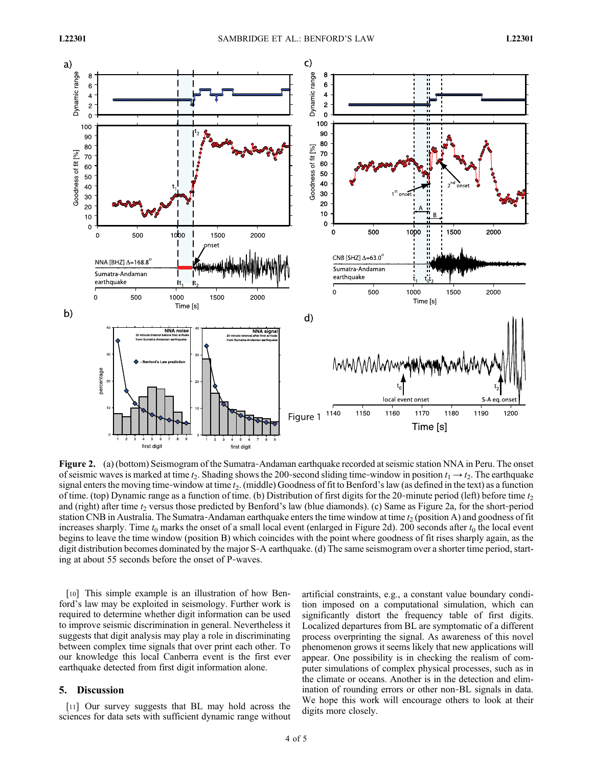a)

Dynamic range

Goodness of fit [%]

$t_1$ $t_2$

onset

NNA [BHZ] $\Delta$=168.8°

Sumatra-Andaman earthquake

Time [s]

b)

NNA noise
20 minute interval before first arrivals from Sumatra-Andaman earthquake

NNA signal
20 minute interval after first arrivals from Sumatra-Andaman earthquake

- Benford's Law prediction

percentage

first digit

c)

Dynamic range

Goodness of fit [%]

1st onset

2nd onset

A

B

CNB [SHZ] $\Delta$=63.0°

Sumatra-Andaman earthquake

$t_1$ $t_0$ $t_2$

Time [s]

d)

$t_0$

local event onset

$t_2$

S-A eq. onset

Time [s]

Figure 1

**Figure 2.** (a) (bottom) Seismogram of the Sumatra-Andaman earthquake recorded at seismic station NNA in Peru. The onset of seismic waves is marked at time $t_2$. Shading shows the 200-second sliding time-window in position $t_1 \rightarrow t_2$. The earthquake signal enters the moving time-window at time $t_2$. (middle) Goodness of fit to Benford's law (as defined in the text) as a function of time. (top) Dynamic range as a function of time. (b) Distribution of first digits for the 20-minute period (left) before time $t_2$ and (right) after time $t_2$ versus those predicted by Benford's law (blue diamonds). (c) Same as Figure 2a, for the short-period station CNB in Australia. The Sumatra-Andaman earthquake enters the time window at time $t_2$ (position A) and goodness of fit increases sharply. Time $t_0$ marks the onset of a small local event (enlarged in Figure 2d). 200 seconds after $t_0$ the local event begins to leave the time window (position B) which coincides with the point where goodness of fit rises sharply again, as the digit distribution becomes dominated by the major S-A earthquake. (d) The same seismogram over a shorter time period, starting at about 55 seconds before the onset of P-waves.

[10] This simple example is an illustration of how Benford's law may be exploited in seismology. Further work is required to determine whether digit information can be used to improve seismic discrimination in general. Nevertheless it suggests that digit analysis may play a role in discriminating between complex time signals that over print each other. To our knowledge this local Canberra event is the first ever earthquake detected from first digit information alone.

## 5. Discussion

[11] Our survey suggests that BL may hold across the sciences for data sets with sufficient dynamic range without artificial constraints, e.g., a constant value boundary condition imposed on a computational simulation, which can significantly distort the frequency table of first digits. Localized departures from BL are symptomatic of a different process overprinting the signal. As awareness of this novel phenomenon grows it seems likely that new applications will appear. One possibility is in checking the realism of computer simulations of complex physical processes, such as in the climate or oceans. Another is in the detection and elimination of rounding errors or other non-BL signals in data. We hope this work will encourage others to look at their digits more closely.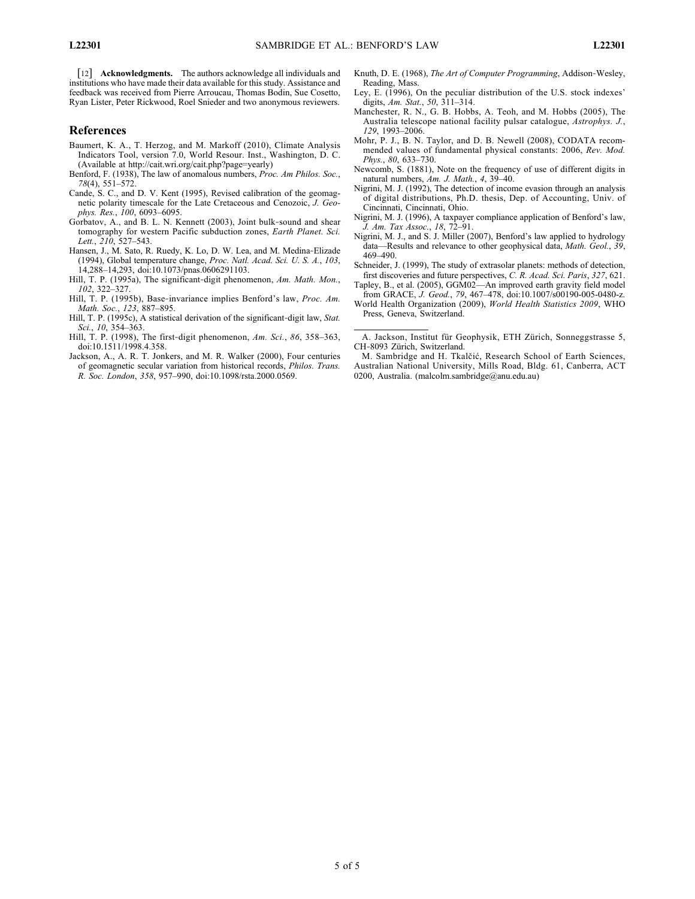[12] **Acknowledgments.** The authors acknowledge all individuals and institutions who have made their data available for this study. Assistance and feedback was received from Pierre Arroucau, Thomas Bodin, Sue Cosetto, Ryan Lister, Peter Rickwood, Roel Snieder and two anonymous reviewers.

## References

Baumert, K. A., T. Herzog, and M. Markoff (2010), Climate Analysis Indicators Tool, version 7.0, World Resour. Inst., Washington, D. C. (Available at http://cait.wri.org/cait.php?page=yearly)

Benford, F. (1938), The law of anomalous numbers, *Proc. Am Philos. Soc.*, *78*(4), 551–572.

Cande, S. C., and D. V. Kent (1995), Revised calibration of the geomagnetic polarity timescale for the Late Cretaceous and Cenozoic, *J. Geophys. Res.*, *100*, 6093–6095.

Gorbatov, A., and B. L. N. Kennett (2003), Joint bulk-sound and shear tomography for western Pacific subduction zones, *Earth Planet. Sci. Lett.*, *210*, 527–543.

Hansen, J., M. Sato, R. Ruedy, K. Lo, D. W. Lea, and M. Medina-Elizade (1994), Global temperature change, *Proc. Natl. Acad. Sci. U. S. A.*, *103*, 14,288–14,293, doi:10.1073/pnas.0606291103.

Hill, T. P. (1995a), The significant-digit phenomenon, *Am. Math. Mon.*, *102*, 322–327.

Hill, T. P. (1995b), Base-invariance implies Benford's law, *Proc. Am. Math. Soc.*, *123*, 887–895.

Hill, T. P. (1995c), A statistical derivation of the significant-digit law, *Stat. Sci.*, *10*, 354–363.

Hill, T. P. (1998), The first-digit phenomenon, *Am. Sci.*, *86*, 358–363, doi:10.1511/1998.4.358.

Jackson, A., A. R. T. Jonkers, and M. R. Walker (2000), Four centuries of geomagnetic secular variation from historical records, *Philos. Trans. R. Soc. London*, *358*, 957–990, doi:10.1098/rsta.2000.0569.

Knuth, D. E. (1968), *The Art of Computer Programming*, Addison-Wesley, Reading, Mass.

Ley, E. (1996), On the peculiar distribution of the U.S. stock indexes' digits, *Am. Stat.*, *50*, 311–314.

Manchester, R. N., G. B. Hobbs, A. Teoh, and M. Hobbs (2005), The Australia telescope national facility pulsar catalogue, *Astrophys. J.*, *129*, 1993–2006.

Mohr, P. J., B. N. Taylor, and D. B. Newell (2008), CODATA recommended values of fundamental physical constants: 2006, *Rev. Mod. Phys.*, *80*, 633–730.

Newcomb, S. (1881), Note on the frequency of use of different digits in natural numbers, *Am. J. Math.*, *4*, 39–40.

Nigrini, M. J. (1992), The detection of income evasion through an analysis of digital distributions, Ph.D. thesis, Dep. of Accounting, Univ. of Cincinnati, Cincinnati, Ohio.

Nigrini, M. J. (1996), A taxpayer compliance application of Benford's law, *J. Am. Tax Assoc.*, *18*, 72–91.

Nigrini, M. J., and S. J. Miller (2007), Benford's law applied to hydrology data—Results and relevance to other geophysical data, *Math. Geol.*, *39*, 469–490.

Schneider, J. (1999), The study of extrasolar planets: methods of detection, first discoveries and future perspectives, *C. R. Acad. Sci. Paris*, *327*, 621.

Tapley, B., et al. (2005), GGM02—An improved earth gravity field model from GRACE, *J. Geod.*, *79*, 467–478, doi:10.1007/s00190-005-0480-z.

World Health Organization (2009), *World Health Statistics 2009*, WHO Press, Geneva, Switzerland.

---

A. Jackson, Institut für Geophysik, ETH Zürich, Sonneggstrasse 5, CH-8093 Zürich, Switzerland.

M. Sambridge and H. Tkalčić, Research School of Earth Sciences, Australian National University, Mills Road, Bldg. 61, Canberra, ACT 0200, Australia. (malcolm.sambridge@anu.edu.au)